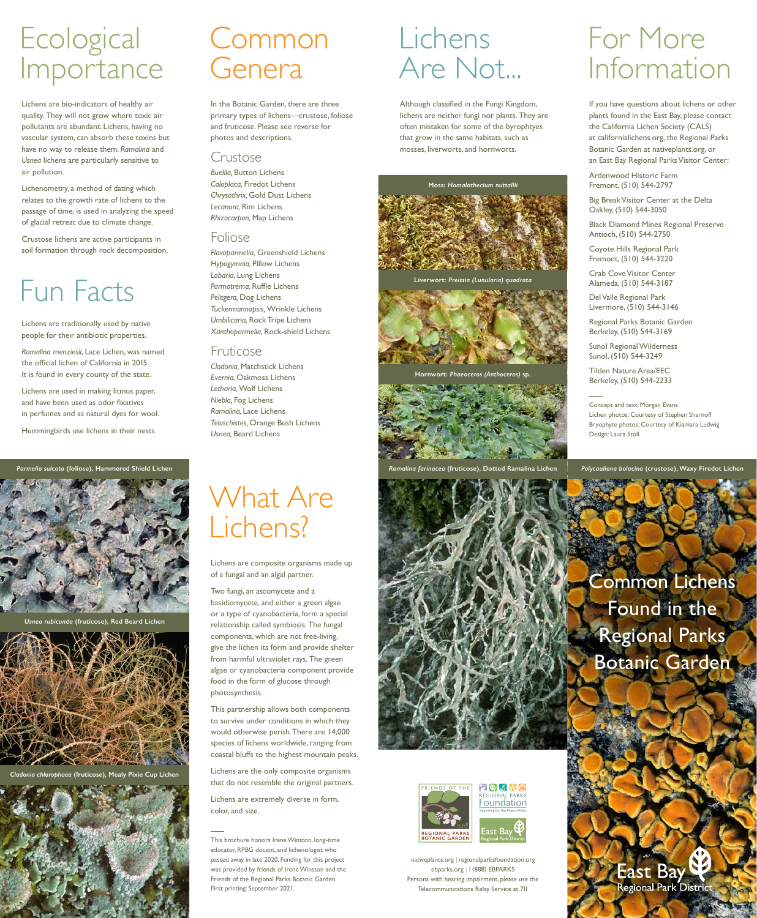# Ecological Importance

Lichens are bio-indicators of healthy air quality. They will not grow where toxic air pollutants are abundant. Lichens, having no vascular system, can absorb these toxins but have no way to release them. *Ramalina* and *Usnea* lichens are particularly sensitive to air pollution.

Lichenometry, a method of dating which relates to the growth rate of lichens to the passage of time, is used in analyzing the speed of glacial retreat due to climate change.

Crustose lichens are active participants in soil formation through rock decomposition.

# Fun Facts

Lichens are traditionally used by native people for their antibiotic properties.

*Ramalina menziesii*, Lace Lichen, was named the official lichen of California in 2015. It is found in every county of the state.

Lichens are used in making litmus paper, and have been used as odor fixatives in perfumes and as natural dyes for wool.

Hummingbirds use lichens in their nests.

# Common Genera

In the Botanic Garden, there are three primary types of lichens—crustose, foliose and fruticose. Please see reverse for photos and descriptions.

## Crustose

*Buellia*, Button Lichens
*Caloplaca*, Firedot Lichens
*Chrysothrix*, Gold Dust Lichens
*Lecanora*, Rim Lichens
*Rhizocarpon*, Map Lichens

## Foliose

*Flavoparmelia*, Greenshield Lichens
*Hypogymnia*, Pillow Lichens
*Lobaria*, Lung Lichens
*Parmotrema*, Ruffle Lichens
*Peltigera*, Dog Lichens
*Tuckermannopsis*, Wrinkle Lichens
*Umbilicaria*, Rock Tripe Lichens
*Xanthoparmelia*, Rock-shield Lichens

## Fruticose

*Cladonia*, Matchstick Lichens
*Evernia*, Oakmoss Lichens
*Letharia*, Wolf Lichens
*Niebla*, Fog Lichens
*Ramalina*, Lace Lichens
*Teloschistes*, Orange Bush Lichens
*Usnea*, Beard Lichens

# Lichens Are Not...

Although classified in the Fungi Kingdom, lichens are neither fungi nor plants. They are often mistaken for some of the byrophtyes that grow in the same habitats, such as mosses, liverworts, and hornworts.

Moss: *Homalothecium nuttallii*

Liverwort: *Preissia (Lunularia) quadrata*

Hornwort: *Phaeoceros (Anthoceros)* sp.

# For More Information

If you have questions about lichens or other plants found in the East Bay, please contact the California Lichen Society (CALS) at californialichens.org, the Regional Parks Botanic Garden at nativeplants.org, or an East Bay Regional Parks Visitor Center:

Ardenwood Historic Farm
Fremont, (510) 544-2797

Big Break Visitor Center at the Delta
Oakley, (510) 544-3050

Black Diamond Mines Regional Preserve
Antioch, (510) 544-2750

Coyote Hills Regional Park
Fremont, (510) 544-3220

Crab Cove Visitor Center
Alameda, (510) 544-3187

Del Valle Regional Park
Livermore, (510) 544-3146

Regional Parks Botanic Garden
Berkeley, (510) 544-3169

Sunol Regional Wilderness
Sunol, (510) 544-3249

Tilden Nature Area/EEC
Berkeley, (510) 544-2233

Concept and text: Morgan Evans
Lichen photos: Courtesy of Stephen Sharnoff
Bryophyte photos: Courtesy of Kiamara Ludwig
Design: Laura Stoll

*Parmelia sulcata* (foliose), Hammered Shield Lichen

*Usnea rubicunda* (fruticose), Red Beard Lichen

*Cladonia chlorophaea* (fruticose), Mealy Pixie Cup Lichen

# What Are Lichens?

Lichens are composite organisms made up of a fungal and an algal partner.

Two fungi, an ascomycete and a basidiomycete, and either a green algae or a type of cyanobacteria, form a special relationship called symbiosis. The fungal components, which are not free-living, give the lichen its form and provide shelter from harmful ultraviolet rays. The green algae or cyanobacteria component provide food in the form of glucose through photosynthesis.

This partnership allows both components to survive under conditions in which they would otherwise perish. There are 14,000 species of lichens worldwide, ranging from coastal bluffs to the highest mountain peaks.

Lichens are the only composite organisms that do not resemble the original partners.

Lichens are extremely diverse in form, color, and size.

This brochure honors Irene Winston, long-time educator, RPBG docent, and lichenologist who passed away in late 2020. Funding for this project was provided by friends of Irene Winston and the Friends of the Regional Parks Botanic Garden. First printing: September 2021.

*Ramalina farinacea* (fruticose), Dotted Ramalina Lichen

Friends of the Regional Parks Botanic Garden | Regional Parks Foundation | East Bay Regional Park District

nativeplants.org | regionalparksfoundation.org
ebparks.org | 1 (888) EBPARKS
Persons with hearing impairment, please use the Telecommunications Relay Service at 711

*Polycauliona bolacina* (crustose), Waxy Firedot Lichen

# Common Lichens Found in the Regional Parks Botanic Garden

East Bay Regional Park District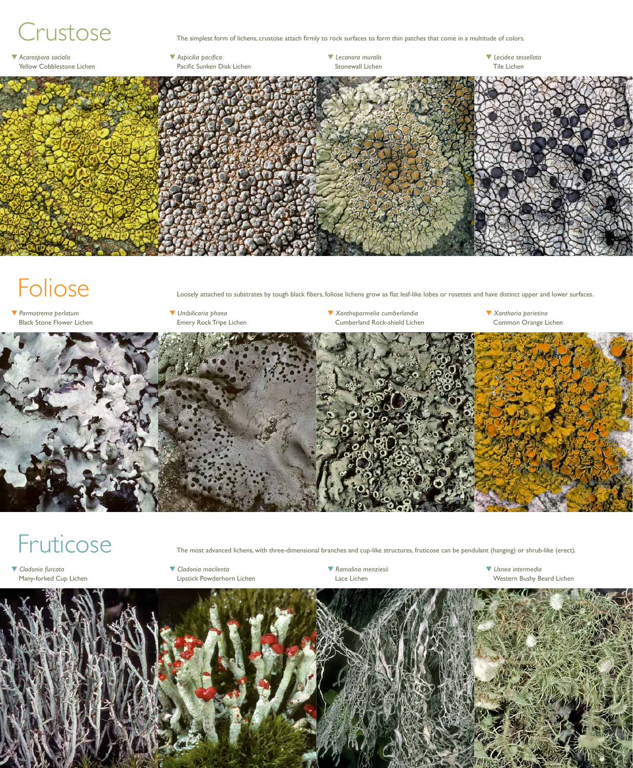# Crustose

The simplest form of lichens, crustose attach firmly to rock surfaces to form thin patches that come in a multitude of colors.

*Acarospora socialis*
Yellow Cobblestone Lichen

*Aspicilia pacifica*
Pacific Sunken Disk Lichen

*Lecanora muralis*
Stonewall Lichen

*Lecidea tessellata*
Tile Lichen

# Foliose

Loosely attached to substrates by tough black fibers, foliose lichens grow as flat leaf-like lobes or rosettes and have distinct upper and lower surfaces.

*Parmotrema perlatum*
Black Stone Flower Lichen

*Umbilicaria phaea*
Emery Rock Tripe Lichen

*Xanthoparmelia cumberlandia*
Cumberland Rock-shield Lichen

*Xanthoria parietina*
Common Orange Lichen

# Fruticose

The most advanced lichens, with three-dimensional branches and cup-like structures, fruticose can be pendulant (hanging) or shrub-like (erect).

*Cladonia furcata*
Many-forked Cup Lichen

*Cladonia macilenta*
Lipstick Powderhorn Lichen

*Ramalina menziesii*
Lace Lichen

*Usnea intermedia*
Western Bushy Beard Lichen